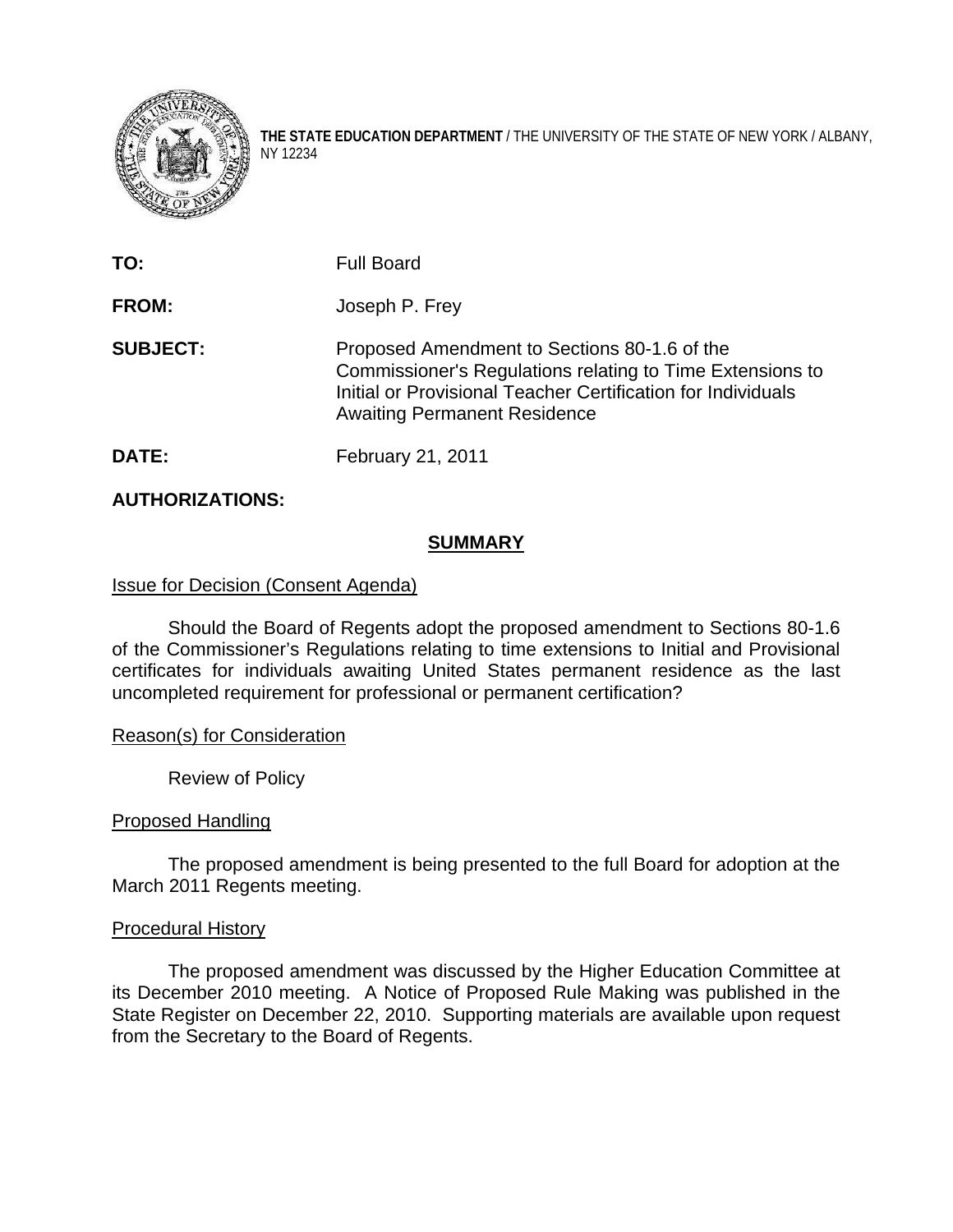**THE STATE EDUCATION DEPARTMENT** / THE UNIVERSITY OF THE STATE OF NEW YORK / ALBANY, NY 12234

| | |
|---|---|
| **TO:** | Full Board |
| **FROM:** | Joseph P. Frey |
| **SUBJECT:** | Proposed Amendment to Sections 80-1.6 of the Commissioner's Regulations relating to Time Extensions to Initial or Provisional Teacher Certification for Individuals Awaiting Permanent Residence |
| **DATE:** | February 21, 2011 |

**AUTHORIZATIONS:**

## SUMMARY

Issue for Decision (Consent Agenda)

Should the Board of Regents adopt the proposed amendment to Sections 80-1.6 of the Commissioner's Regulations relating to time extensions to Initial and Provisional certificates for individuals awaiting United States permanent residence as the last uncompleted requirement for professional or permanent certification?

Reason(s) for Consideration

Review of Policy

Proposed Handling

The proposed amendment is being presented to the full Board for adoption at the March 2011 Regents meeting.

Procedural History

The proposed amendment was discussed by the Higher Education Committee at its December 2010 meeting. A Notice of Proposed Rule Making was published in the State Register on December 22, 2010. Supporting materials are available upon request from the Secretary to the Board of Regents.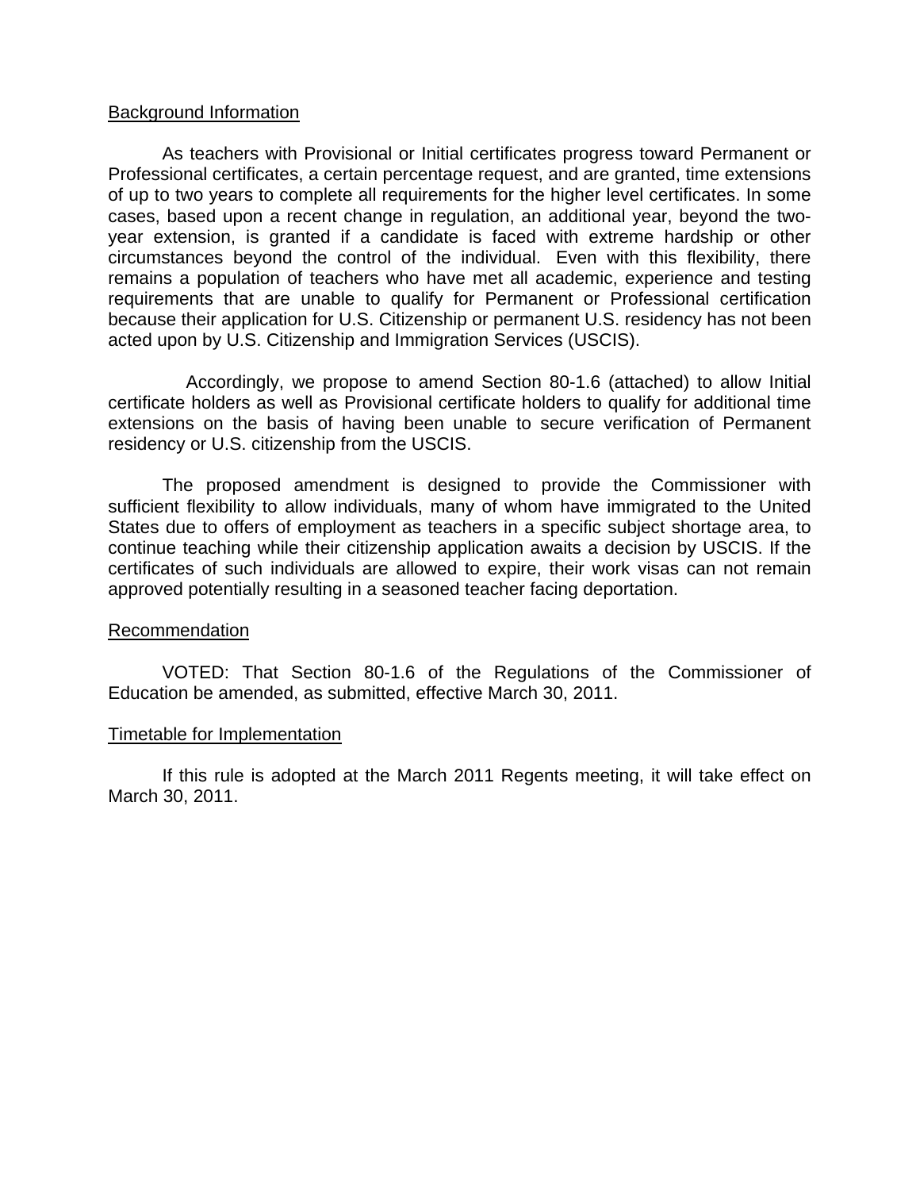Background Information

As teachers with Provisional or Initial certificates progress toward Permanent or Professional certificates, a certain percentage request, and are granted, time extensions of up to two years to complete all requirements for the higher level certificates. In some cases, based upon a recent change in regulation, an additional year, beyond the two-year extension, is granted if a candidate is faced with extreme hardship or other circumstances beyond the control of the individual. Even with this flexibility, there remains a population of teachers who have met all academic, experience and testing requirements that are unable to qualify for Permanent or Professional certification because their application for U.S. Citizenship or permanent U.S. residency has not been acted upon by U.S. Citizenship and Immigration Services (USCIS).

Accordingly, we propose to amend Section 80-1.6 (attached) to allow Initial certificate holders as well as Provisional certificate holders to qualify for additional time extensions on the basis of having been unable to secure verification of Permanent residency or U.S. citizenship from the USCIS.

The proposed amendment is designed to provide the Commissioner with sufficient flexibility to allow individuals, many of whom have immigrated to the United States due to offers of employment as teachers in a specific subject shortage area, to continue teaching while their citizenship application awaits a decision by USCIS. If the certificates of such individuals are allowed to expire, their work visas can not remain approved potentially resulting in a seasoned teacher facing deportation.

Recommendation

VOTED: That Section 80-1.6 of the Regulations of the Commissioner of Education be amended, as submitted, effective March 30, 2011.

Timetable for Implementation

If this rule is adopted at the March 2011 Regents meeting, it will take effect on March 30, 2011.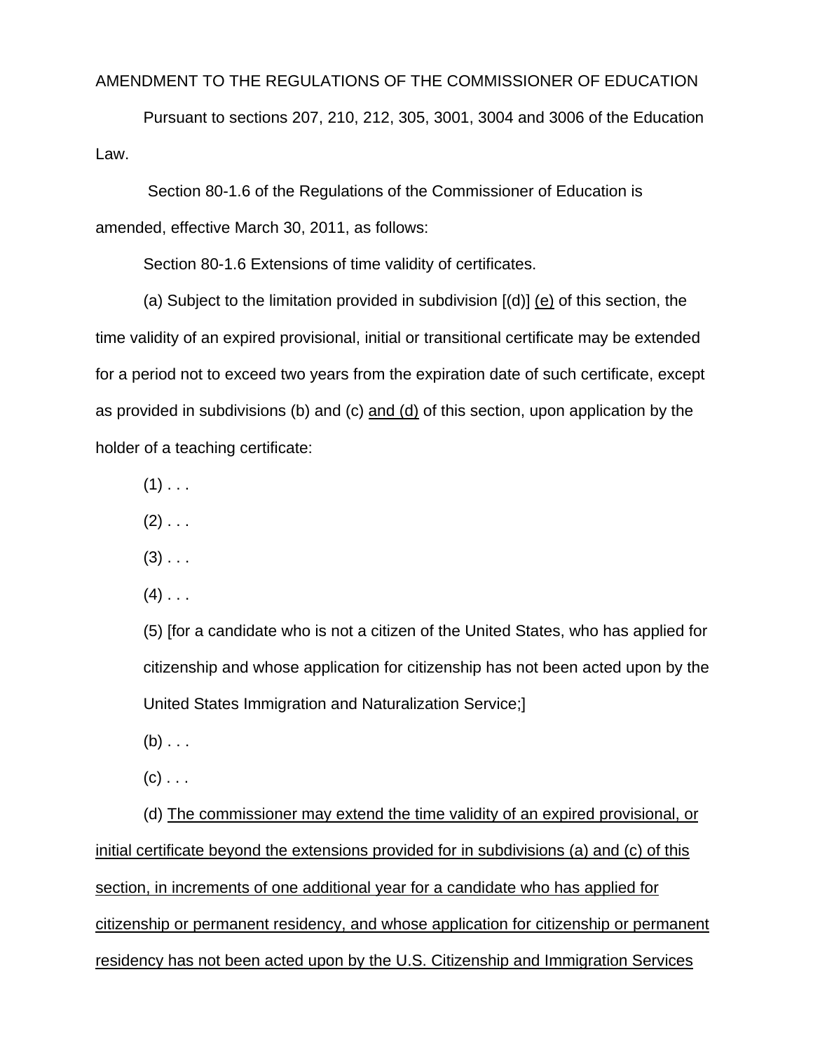AMENDMENT TO THE REGULATIONS OF THE COMMISSIONER OF EDUCATION

Pursuant to sections 207, 210, 212, 305, 3001, 3004 and 3006 of the Education Law.

Section 80-1.6 of the Regulations of the Commissioner of Education is amended, effective March 30, 2011, as follows:

Section 80-1.6 Extensions of time validity of certificates.

(a) Subject to the limitation provided in subdivision [(d)] <u>(e)</u> of this section, the time validity of an expired provisional, initial or transitional certificate may be extended for a period not to exceed two years from the expiration date of such certificate, except as provided in subdivisions (b) and (c) <u>and (d)</u> of this section, upon application by the holder of a teaching certificate:

(1) . . .

(2) . . .

(3) . . .

(4) . . .

(5) [for a candidate who is not a citizen of the United States, who has applied for citizenship and whose application for citizenship has not been acted upon by the United States Immigration and Naturalization Service;]

(b) . . .

(c) . . .

(d) <u>The commissioner may extend the time validity of an expired provisional, or initial certificate beyond the extensions provided for in subdivisions (a) and (c) of this section, in increments of one additional year for a candidate who has applied for citizenship or permanent residency, and whose application for citizenship or permanent residency has not been acted upon by the U.S. Citizenship and Immigration Services</u>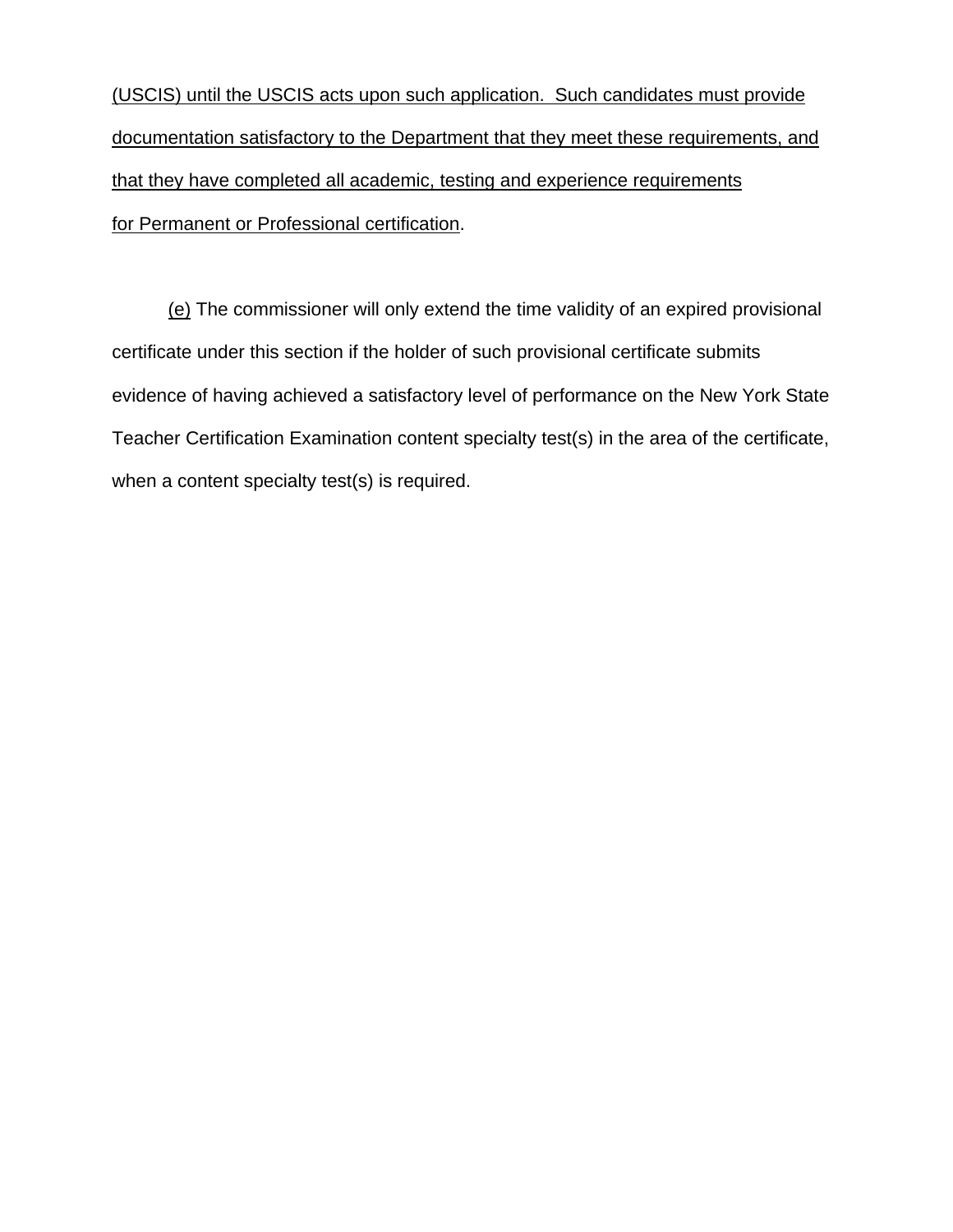<u>(USCIS) until the USCIS acts upon such application. Such candidates must provide documentation satisfactory to the Department that they meet these requirements, and that they have completed all academic, testing and experience requirements for Permanent or Professional certification</u>.

<u>(e)</u> The commissioner will only extend the time validity of an expired provisional certificate under this section if the holder of such provisional certificate submits evidence of having achieved a satisfactory level of performance on the New York State Teacher Certification Examination content specialty test(s) in the area of the certificate, when a content specialty test(s) is required.